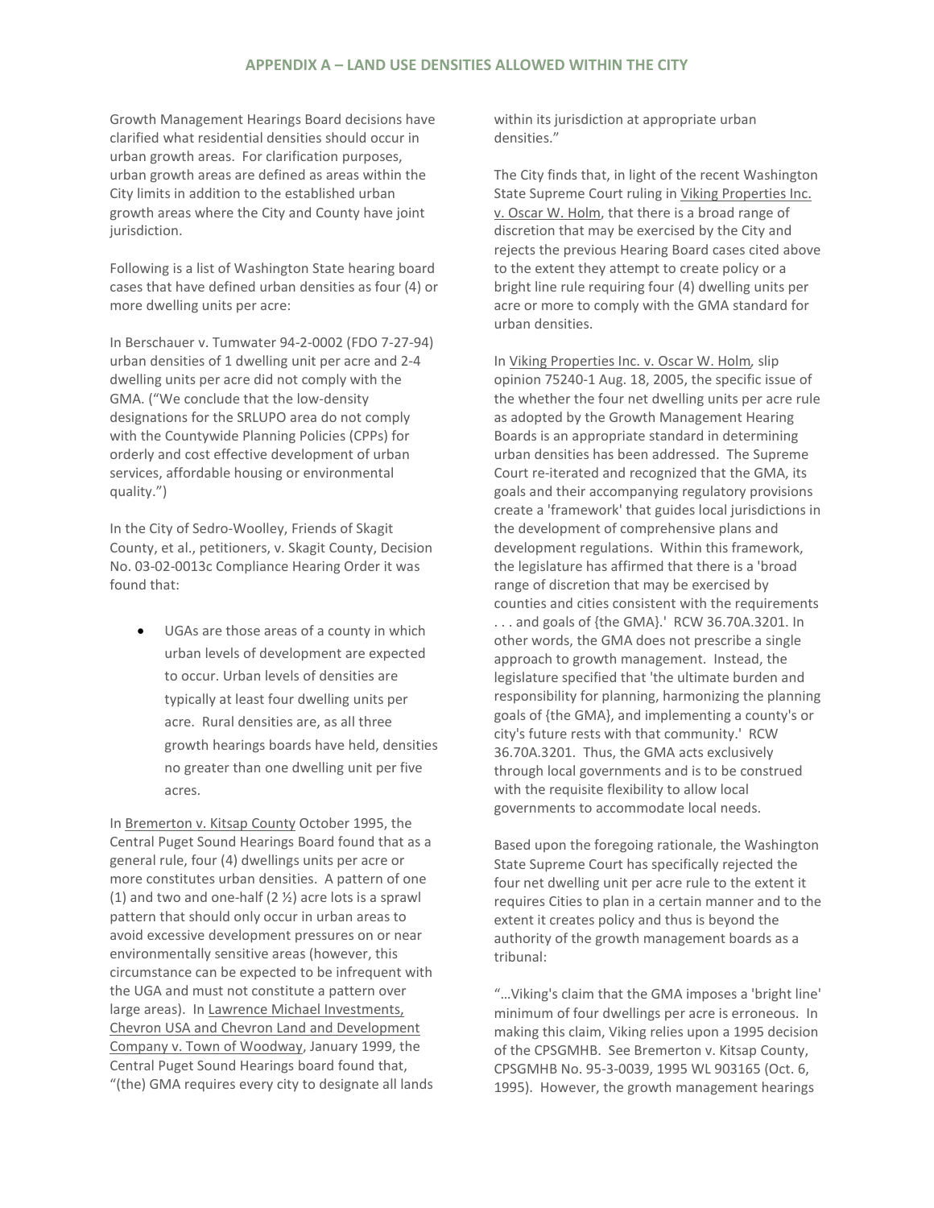## APPENDIX A – LAND USE DENSITIES ALLOWED WITHIN THE CITY

Growth Management Hearings Board decisions have clarified what residential densities should occur in urban growth areas. For clarification purposes, urban growth areas are defined as areas within the City limits in addition to the established urban growth areas where the City and County have joint jurisdiction.

Following is a list of Washington State hearing board cases that have defined urban densities as four (4) or more dwelling units per acre:

In Berschauer v. Tumwater 94-2-0002 (FDO 7-27-94) urban densities of 1 dwelling unit per acre and 2-4 dwelling units per acre did not comply with the GMA. ("We conclude that the low-density designations for the SRLUPO area do not comply with the Countywide Planning Policies (CPPs) for orderly and cost effective development of urban services, affordable housing or environmental quality.")

In the City of Sedro-Woolley, Friends of Skagit County, et al., petitioners, v. Skagit County, Decision No. 03-02-0013c Compliance Hearing Order it was found that:

- UGAs are those areas of a county in which urban levels of development are expected to occur. Urban levels of densities are typically at least four dwelling units per acre. Rural densities are, as all three growth hearings boards have held, densities no greater than one dwelling unit per five acres.

In Bremerton v. Kitsap County October 1995, the Central Puget Sound Hearings Board found that as a general rule, four (4) dwellings units per acre or more constitutes urban densities. A pattern of one (1) and two and one-half (2 ½) acre lots is a sprawl pattern that should only occur in urban areas to avoid excessive development pressures on or near environmentally sensitive areas (however, this circumstance can be expected to be infrequent with the UGA and must not constitute a pattern over large areas). In Lawrence Michael Investments, Chevron USA and Chevron Land and Development Company v. Town of Woodway, January 1999, the Central Puget Sound Hearings board found that, "(the) GMA requires every city to designate all lands within its jurisdiction at appropriate urban densities."

The City finds that, in light of the recent Washington State Supreme Court ruling in Viking Properties Inc. v. Oscar W. Holm, that there is a broad range of discretion that may be exercised by the City and rejects the previous Hearing Board cases cited above to the extent they attempt to create policy or a bright line rule requiring four (4) dwelling units per acre or more to comply with the GMA standard for urban densities.

In Viking Properties Inc. v. Oscar W. Holm, slip opinion 75240-1 Aug. 18, 2005, the specific issue of the whether the four net dwelling units per acre rule as adopted by the Growth Management Hearing Boards is an appropriate standard in determining urban densities has been addressed. The Supreme Court re-iterated and recognized that the GMA, its goals and their accompanying regulatory provisions create a 'framework' that guides local jurisdictions in the development of comprehensive plans and development regulations. Within this framework, the legislature has affirmed that there is a 'broad range of discretion that may be exercised by counties and cities consistent with the requirements . . . and goals of {the GMA}.' RCW 36.70A.3201. In other words, the GMA does not prescribe a single approach to growth management. Instead, the legislature specified that 'the ultimate burden and responsibility for planning, harmonizing the planning goals of {the GMA}, and implementing a county's or city's future rests with that community.' RCW 36.70A.3201. Thus, the GMA acts exclusively through local governments and is to be construed with the requisite flexibility to allow local governments to accommodate local needs.

Based upon the foregoing rationale, the Washington State Supreme Court has specifically rejected the four net dwelling unit per acre rule to the extent it requires Cities to plan in a certain manner and to the extent it creates policy and thus is beyond the authority of the growth management boards as a tribunal:

"…Viking's claim that the GMA imposes a 'bright line' minimum of four dwellings per acre is erroneous. In making this claim, Viking relies upon a 1995 decision of the CPSGMHB. See Bremerton v. Kitsap County, CPSGMHB No. 95-3-0039, 1995 WL 903165 (Oct. 6, 1995). However, the growth management hearings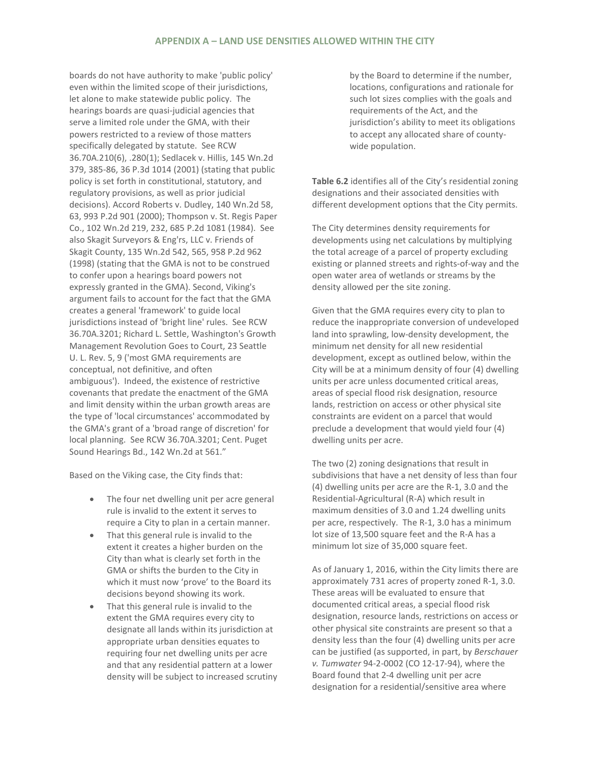boards do not have authority to make 'public policy' even within the limited scope of their jurisdictions, let alone to make statewide public policy. The hearings boards are quasi-judicial agencies that serve a limited role under the GMA, with their powers restricted to a review of those matters specifically delegated by statute. See RCW 36.70A.210(6), .280(1); Sedlacek v. Hillis, 145 Wn.2d 379, 385-86, 36 P.3d 1014 (2001) (stating that public policy is set forth in constitutional, statutory, and regulatory provisions, as well as prior judicial decisions). Accord Roberts v. Dudley, 140 Wn.2d 58, 63, 993 P.2d 901 (2000); Thompson v. St. Regis Paper Co., 102 Wn.2d 219, 232, 685 P.2d 1081 (1984). See also Skagit Surveyors & Eng'rs, LLC v. Friends of Skagit County, 135 Wn.2d 542, 565, 958 P.2d 962 (1998) (stating that the GMA is not to be construed to confer upon a hearings board powers not expressly granted in the GMA). Second, Viking's argument fails to account for the fact that the GMA creates a general 'framework' to guide local jurisdictions instead of 'bright line' rules. See RCW 36.70A.3201; Richard L. Settle, Washington's Growth Management Revolution Goes to Court, 23 Seattle U. L. Rev. 5, 9 ('most GMA requirements are conceptual, not definitive, and often ambiguous'). Indeed, the existence of restrictive covenants that predate the enactment of the GMA and limit density within the urban growth areas are the type of 'local circumstances' accommodated by the GMA's grant of a 'broad range of discretion' for local planning. See RCW 36.70A.3201; Cent. Puget Sound Hearings Bd., 142 Wn.2d at 561."

Based on the Viking case, the City finds that:

- The four net dwelling unit per acre general rule is invalid to the extent it serves to require a City to plan in a certain manner.
- That this general rule is invalid to the extent it creates a higher burden on the City than what is clearly set forth in the GMA or shifts the burden to the City in which it must now 'prove' to the Board its decisions beyond showing its work.
- That this general rule is invalid to the extent the GMA requires every city to designate all lands within its jurisdiction at appropriate urban densities equates to requiring four net dwelling units per acre and that any residential pattern at a lower density will be subject to increased scrutiny by the Board to determine if the number, locations, configurations and rationale for such lot sizes complies with the goals and requirements of the Act, and the jurisdiction's ability to meet its obligations to accept any allocated share of county-wide population.

**Table 6.2** identifies all of the City's residential zoning designations and their associated densities with different development options that the City permits.

The City determines density requirements for developments using net calculations by multiplying the total acreage of a parcel of property excluding existing or planned streets and rights-of-way and the open water area of wetlands or streams by the density allowed per the site zoning.

Given that the GMA requires every city to plan to reduce the inappropriate conversion of undeveloped land into sprawling, low-density development, the minimum net density for all new residential development, except as outlined below, within the City will be at a minimum density of four (4) dwelling units per acre unless documented critical areas, areas of special flood risk designation, resource lands, restriction on access or other physical site constraints are evident on a parcel that would preclude a development that would yield four (4) dwelling units per acre.

The two (2) zoning designations that result in subdivisions that have a net density of less than four (4) dwelling units per acre are the R-1, 3.0 and the Residential-Agricultural (R-A) which result in maximum densities of 3.0 and 1.24 dwelling units per acre, respectively. The R-1, 3.0 has a minimum lot size of 13,500 square feet and the R-A has a minimum lot size of 35,000 square feet.

As of January 1, 2016, within the City limits there are approximately 731 acres of property zoned R-1, 3.0. These areas will be evaluated to ensure that documented critical areas, a special flood risk designation, resource lands, restrictions on access or other physical site constraints are present so that a density less than the four (4) dwelling units per acre can be justified (as supported, in part, by *Berschauer v. Tumwater* 94-2-0002 (CO 12-17-94), where the Board found that 2-4 dwelling unit per acre designation for a residential/sensitive area where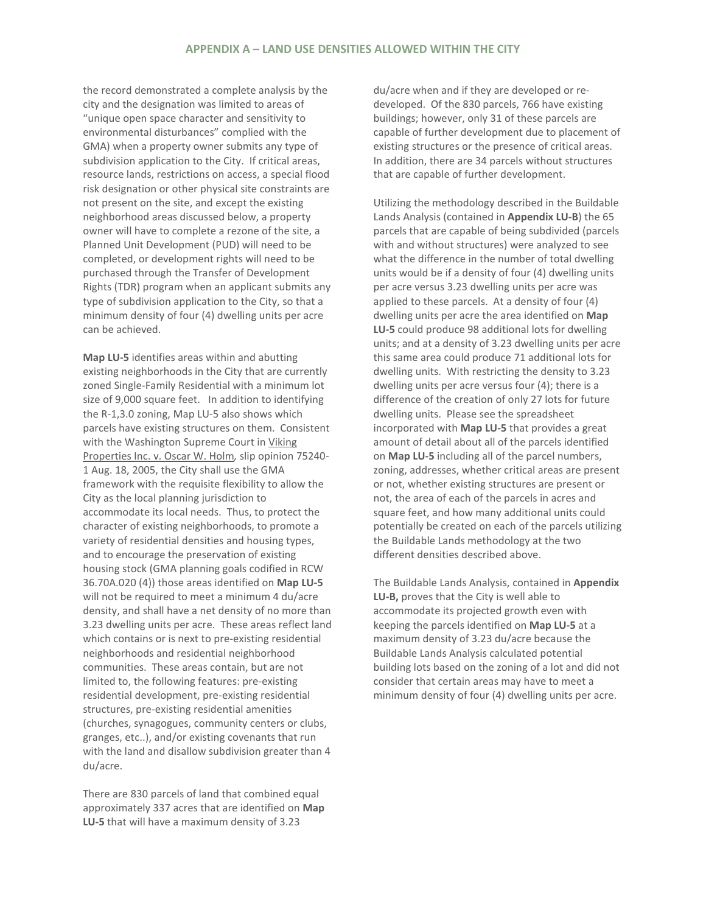the record demonstrated a complete analysis by the city and the designation was limited to areas of "unique open space character and sensitivity to environmental disturbances" complied with the GMA) when a property owner submits any type of subdivision application to the City. If critical areas, resource lands, restrictions on access, a special flood risk designation or other physical site constraints are not present on the site, and except the existing neighborhood areas discussed below, a property owner will have to complete a rezone of the site, a Planned Unit Development (PUD) will need to be completed, or development rights will need to be purchased through the Transfer of Development Rights (TDR) program when an applicant submits any type of subdivision application to the City, so that a minimum density of four (4) dwelling units per acre can be achieved.

**Map LU-5** identifies areas within and abutting existing neighborhoods in the City that are currently zoned Single-Family Residential with a minimum lot size of 9,000 square feet. In addition to identifying the R-1,3.0 zoning, Map LU-5 also shows which parcels have existing structures on them. Consistent with the Washington Supreme Court in Viking Properties Inc. v. Oscar W. Holm, slip opinion 75240-1 Aug. 18, 2005, the City shall use the GMA framework with the requisite flexibility to allow the City as the local planning jurisdiction to accommodate its local needs. Thus, to protect the character of existing neighborhoods, to promote a variety of residential densities and housing types, and to encourage the preservation of existing housing stock (GMA planning goals codified in RCW 36.70A.020 (4)) those areas identified on **Map LU-5** will not be required to meet a minimum 4 du/acre density, and shall have a net density of no more than 3.23 dwelling units per acre. These areas reflect land which contains or is next to pre-existing residential neighborhoods and residential neighborhood communities. These areas contain, but are not limited to, the following features: pre-existing residential development, pre-existing residential structures, pre-existing residential amenities (churches, synagogues, community centers or clubs, granges, etc..), and/or existing covenants that run with the land and disallow subdivision greater than 4 du/acre.

There are 830 parcels of land that combined equal approximately 337 acres that are identified on **Map LU-5** that will have a maximum density of 3.23 du/acre when and if they are developed or re-developed. Of the 830 parcels, 766 have existing buildings; however, only 31 of these parcels are capable of further development due to placement of existing structures or the presence of critical areas. In addition, there are 34 parcels without structures that are capable of further development.

Utilizing the methodology described in the Buildable Lands Analysis (contained in **Appendix LU-B**) the 65 parcels that are capable of being subdivided (parcels with and without structures) were analyzed to see what the difference in the number of total dwelling units would be if a density of four (4) dwelling units per acre versus 3.23 dwelling units per acre was applied to these parcels. At a density of four (4) dwelling units per acre the area identified on **Map LU-5** could produce 98 additional lots for dwelling units; and at a density of 3.23 dwelling units per acre this same area could produce 71 additional lots for dwelling units. With restricting the density to 3.23 dwelling units per acre versus four (4); there is a difference of the creation of only 27 lots for future dwelling units. Please see the spreadsheet incorporated with **Map LU-5** that provides a great amount of detail about all of the parcels identified on **Map LU-5** including all of the parcel numbers, zoning, addresses, whether critical areas are present or not, whether existing structures are present or not, the area of each of the parcels in acres and square feet, and how many additional units could potentially be created on each of the parcels utilizing the Buildable Lands methodology at the two different densities described above.

The Buildable Lands Analysis, contained in **Appendix LU-B,** proves that the City is well able to accommodate its projected growth even with keeping the parcels identified on **Map LU-5** at a maximum density of 3.23 du/acre because the Buildable Lands Analysis calculated potential building lots based on the zoning of a lot and did not consider that certain areas may have to meet a minimum density of four (4) dwelling units per acre.